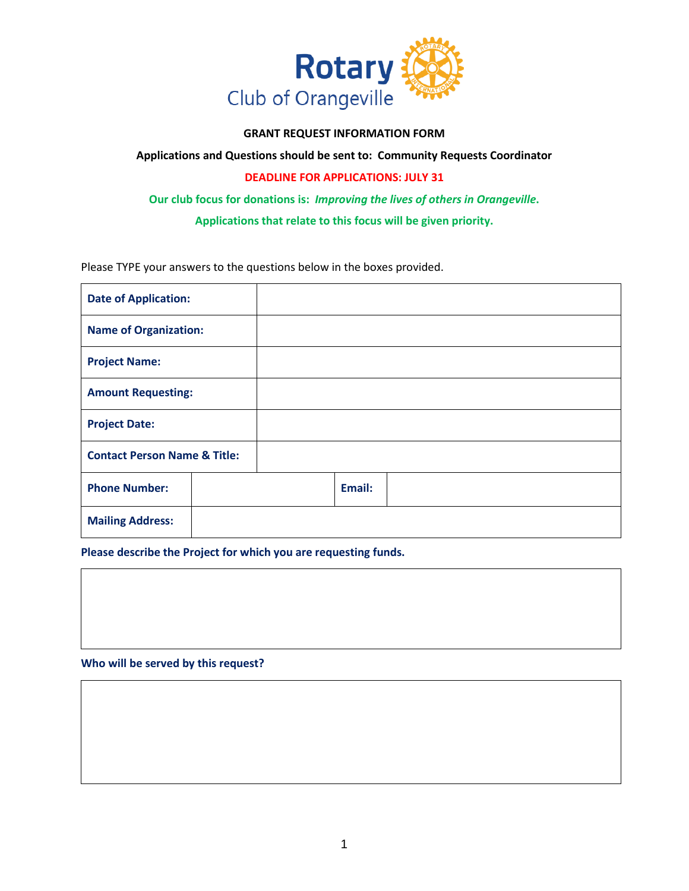# Rotary Club of Orangeville

**GRANT REQUEST INFORMATION FORM**

**Applications and Questions should be sent to: Community Requests Coordinator**

**DEADLINE FOR APPLICATIONS: JULY 31**

**Our club focus for donations is: *Improving the lives of others in Orangeville*.**

**Applications that relate to this focus will be given priority.**

Please TYPE your answers to the questions below in the boxes provided.

| | | | |
|---|---|---|---|
| **Date of Application:** | | | |
| **Name of Organization:** | | | |
| **Project Name:** | | | |
| **Amount Requesting:** | | | |
| **Project Date:** | | | |
| **Contact Person Name & Title:** | | | |
| **Phone Number:** | | **Email:** | |
| **Mailing Address:** | | | |

**Please describe the Project for which you are requesting funds.**

| |
|---|
| |

**Who will be served by this request?**

| |
|---|
| |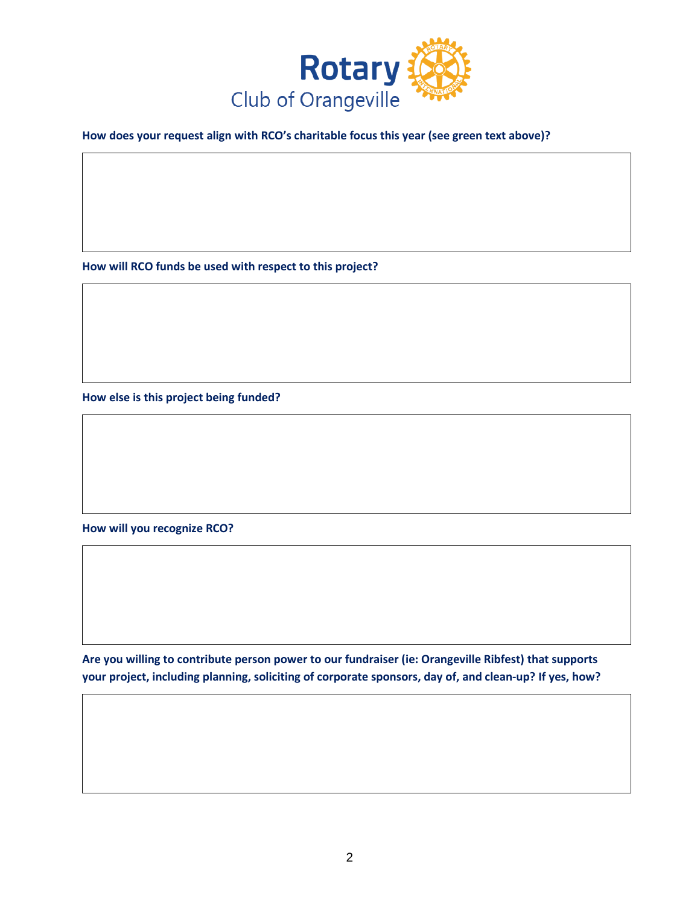Rotary Club of Orangeville

**How does your request align with RCO's charitable focus this year (see green text above)?**

**How will RCO funds be used with respect to this project?**

**How else is this project being funded?**

**How will you recognize RCO?**

**Are you willing to contribute person power to our fundraiser (ie: Orangeville Ribfest) that supports your project, including planning, soliciting of corporate sponsors, day of, and clean-up? If yes, how?**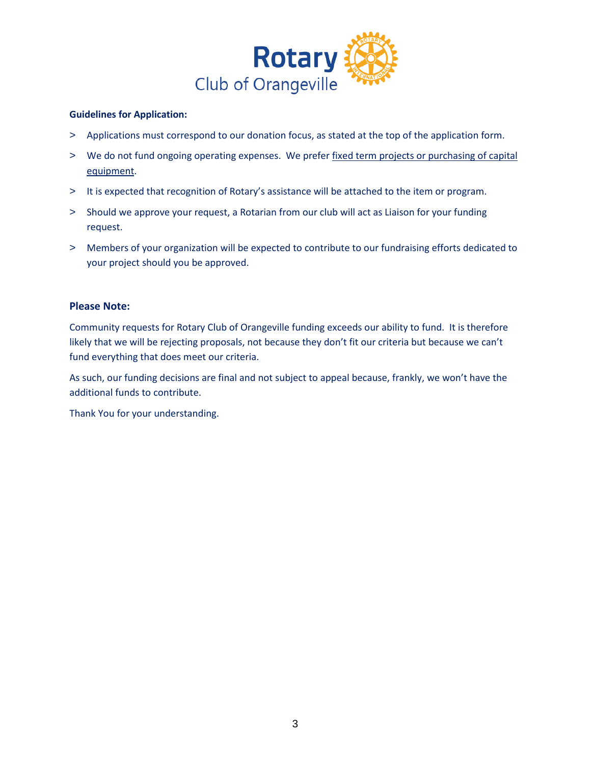Rotary
Club of Orangeville

**Guidelines for Application:**

- Applications must correspond to our donation focus, as stated at the top of the application form.
- We do not fund ongoing operating expenses. We prefer fixed term projects or purchasing of capital equipment.
- It is expected that recognition of Rotary's assistance will be attached to the item or program.
- Should we approve your request, a Rotarian from our club will act as Liaison for your funding request.
- Members of your organization will be expected to contribute to our fundraising efforts dedicated to your project should you be approved.

### Please Note:

Community requests for Rotary Club of Orangeville funding exceeds our ability to fund. It is therefore likely that we will be rejecting proposals, not because they don't fit our criteria but because we can't fund everything that does meet our criteria.

As such, our funding decisions are final and not subject to appeal because, frankly, we won't have the additional funds to contribute.

Thank You for your understanding.